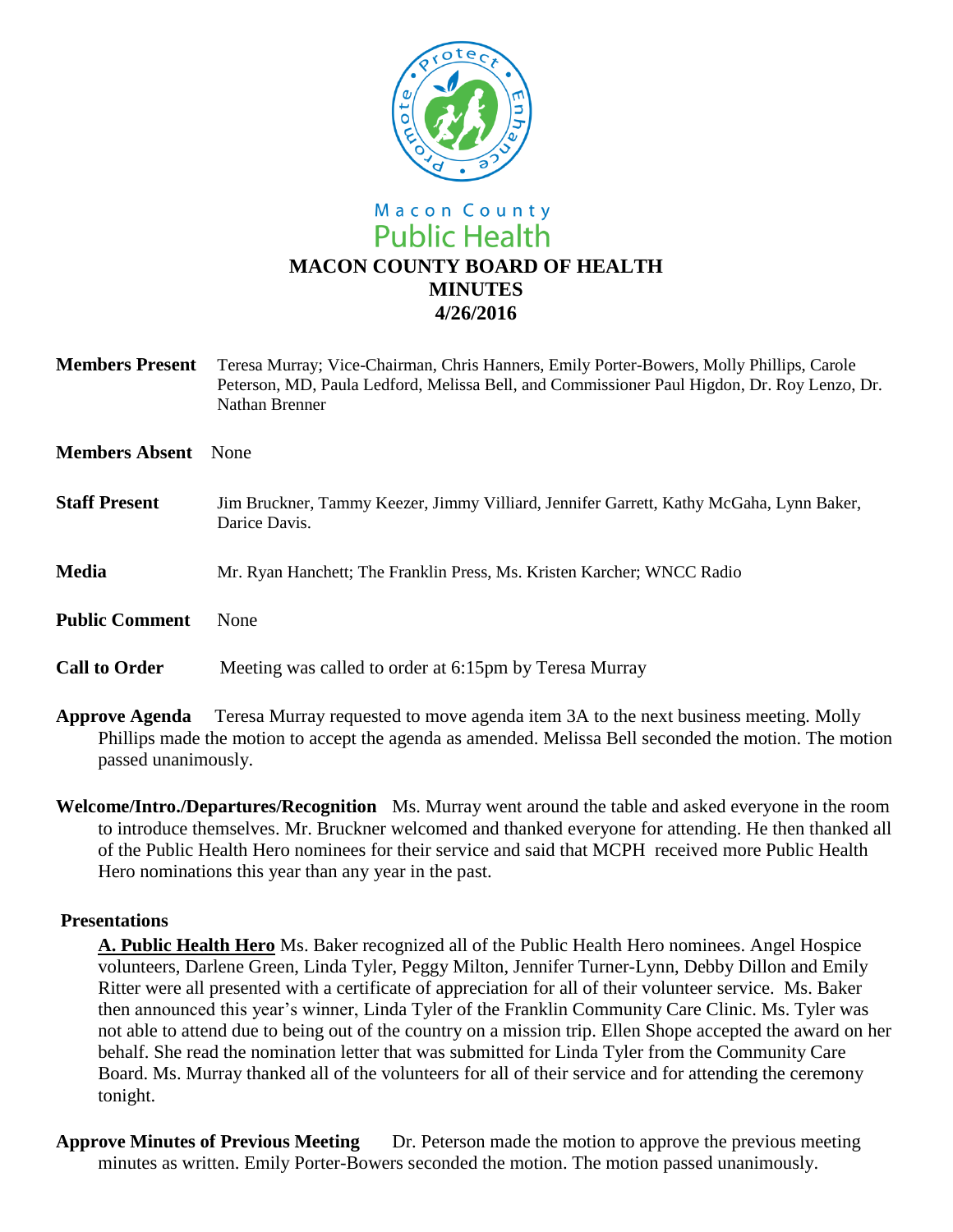Macon County
Public Health

# MACON COUNTY BOARD OF HEALTH
# MINUTES
# 4/26/2016

**Members Present** Teresa Murray; Vice-Chairman, Chris Hanners, Emily Porter-Bowers, Molly Phillips, Carole Peterson, MD, Paula Ledford, Melissa Bell, and Commissioner Paul Higdon, Dr. Roy Lenzo, Dr. Nathan Brenner

**Members Absent** None

**Staff Present** Jim Bruckner, Tammy Keezer, Jimmy Villiard, Jennifer Garrett, Kathy McGaha, Lynn Baker, Darice Davis.

**Media** Mr. Ryan Hanchett; The Franklin Press, Ms. Kristen Karcher; WNCC Radio

**Public Comment** None

**Call to Order** Meeting was called to order at 6:15pm by Teresa Murray

**Approve Agenda** Teresa Murray requested to move agenda item 3A to the next business meeting. Molly Phillips made the motion to accept the agenda as amended. Melissa Bell seconded the motion. The motion passed unanimously.

**Welcome/Intro./Departures/Recognition** Ms. Murray went around the table and asked everyone in the room to introduce themselves. Mr. Bruckner welcomed and thanked everyone for attending. He then thanked all of the Public Health Hero nominees for their service and said that MCPH received more Public Health Hero nominations this year than any year in the past.

**Presentations**

**A. Public Health Hero** Ms. Baker recognized all of the Public Health Hero nominees. Angel Hospice volunteers, Darlene Green, Linda Tyler, Peggy Milton, Jennifer Turner-Lynn, Debby Dillon and Emily Ritter were all presented with a certificate of appreciation for all of their volunteer service. Ms. Baker then announced this year's winner, Linda Tyler of the Franklin Community Care Clinic. Ms. Tyler was not able to attend due to being out of the country on a mission trip. Ellen Shope accepted the award on her behalf. She read the nomination letter that was submitted for Linda Tyler from the Community Care Board. Ms. Murray thanked all of the volunteers for all of their service and for attending the ceremony tonight.

**Approve Minutes of Previous Meeting** Dr. Peterson made the motion to approve the previous meeting minutes as written. Emily Porter-Bowers seconded the motion. The motion passed unanimously.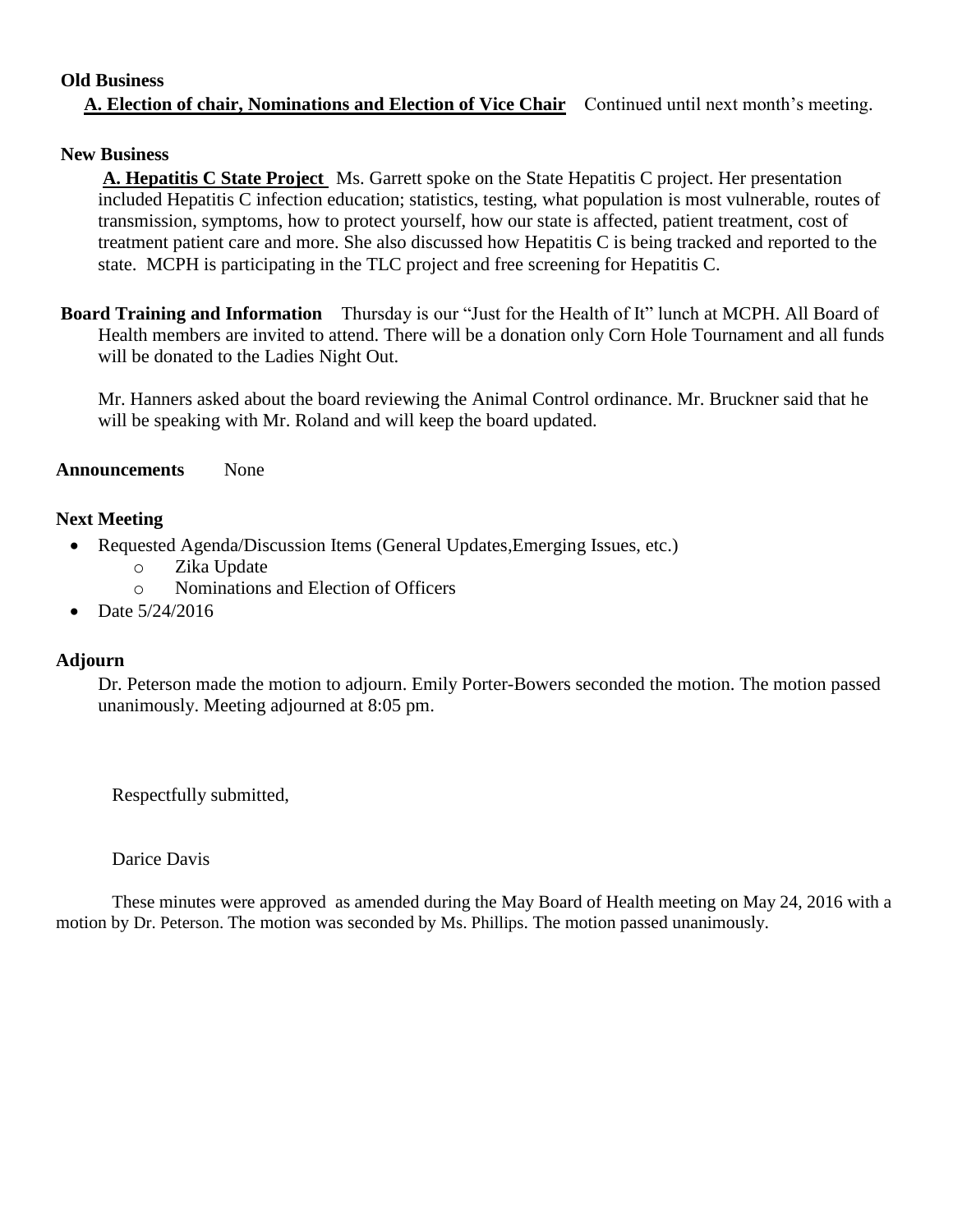**Old Business**

**A. Election of chair, Nominations and Election of Vice Chair** Continued until next month's meeting.

**New Business**

**A. Hepatitis C State Project** Ms. Garrett spoke on the State Hepatitis C project. Her presentation included Hepatitis C infection education; statistics, testing, what population is most vulnerable, routes of transmission, symptoms, how to protect yourself, how our state is affected, patient treatment, cost of treatment patient care and more. She also discussed how Hepatitis C is being tracked and reported to the state. MCPH is participating in the TLC project and free screening for Hepatitis C.

**Board Training and Information** Thursday is our "Just for the Health of It" lunch at MCPH. All Board of Health members are invited to attend. There will be a donation only Corn Hole Tournament and all funds will be donated to the Ladies Night Out.

Mr. Hanners asked about the board reviewing the Animal Control ordinance. Mr. Bruckner said that he will be speaking with Mr. Roland and will keep the board updated.

**Announcements** None

**Next Meeting**

- Requested Agenda/Discussion Items (General Updates,Emerging Issues, etc.)
  - Zika Update
  - Nominations and Election of Officers
- Date 5/24/2016

**Adjourn**

Dr. Peterson made the motion to adjourn. Emily Porter-Bowers seconded the motion. The motion passed unanimously. Meeting adjourned at 8:05 pm.

Respectfully submitted,

Darice Davis

These minutes were approved as amended during the May Board of Health meeting on May 24, 2016 with a motion by Dr. Peterson. The motion was seconded by Ms. Phillips. The motion passed unanimously.